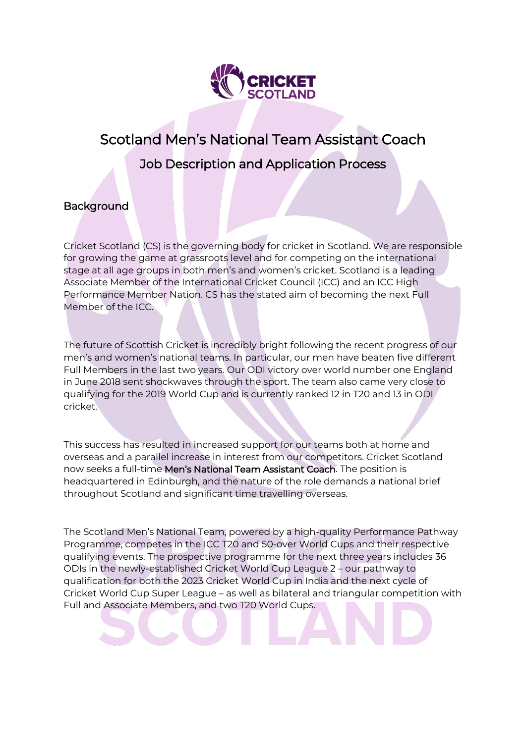# Scotland Men's National Team Assistant Coach

## Job Description and Application Process

### Background

Cricket Scotland (CS) is the governing body for cricket in Scotland. We are responsible for growing the game at grassroots level and for competing on the international stage at all age groups in both men's and women's cricket. Scotland is a leading Associate Member of the International Cricket Council (ICC) and an ICC High Performance Member Nation. CS has the stated aim of becoming the next Full Member of the ICC.

The future of Scottish Cricket is incredibly bright following the recent progress of our men's and women's national teams. In particular, our men have beaten five different Full Members in the last two years. Our ODI victory over world number one England in June 2018 sent shockwaves through the sport. The team also came very close to qualifying for the 2019 World Cup and is currently ranked 12 in T20 and 13 in ODI cricket.

This success has resulted in increased support for our teams both at home and overseas and a parallel increase in interest from our competitors. Cricket Scotland now seeks a full-time **Men's National Team Assistant Coach**. The position is headquartered in Edinburgh, and the nature of the role demands a national brief throughout Scotland and significant time travelling overseas.

The Scotland Men's National Team, powered by a high-quality Performance Pathway Programme, competes in the ICC T20 and 50-over World Cups and their respective qualifying events. The prospective programme for the next three years includes 36 ODIs in the newly-established Cricket World Cup League 2 – our pathway to qualification for both the 2023 Cricket World Cup in India and the next cycle of Cricket World Cup Super League – as well as bilateral and triangular competition with Full and Associate Members, and two T20 World Cups.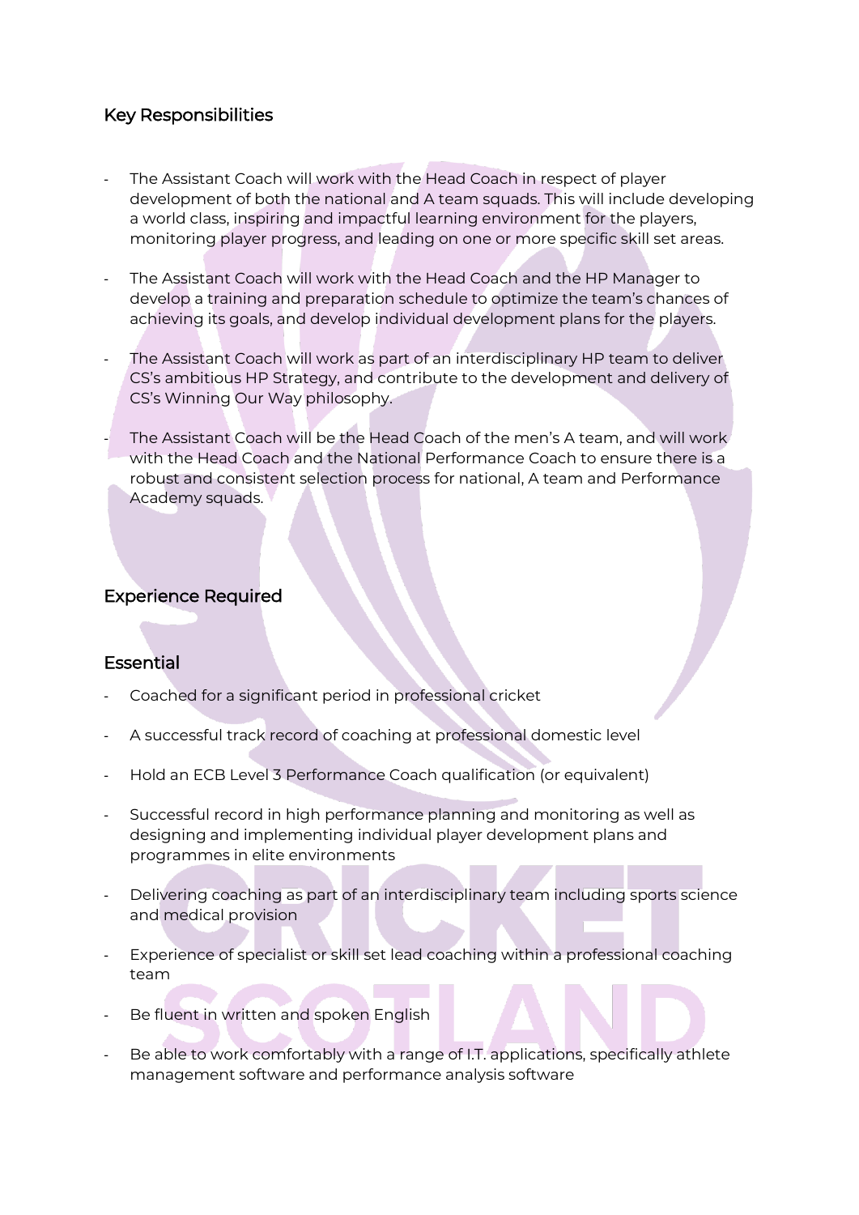## Key Responsibilities

- The Assistant Coach will work with the Head Coach in respect of player development of both the national and A team squads. This will include developing a world class, inspiring and impactful learning environment for the players, monitoring player progress, and leading on one or more specific skill set areas.

- The Assistant Coach will work with the Head Coach and the HP Manager to develop a training and preparation schedule to optimize the team's chances of achieving its goals, and develop individual development plans for the players.

- The Assistant Coach will work as part of an interdisciplinary HP team to deliver CS's ambitious HP Strategy, and contribute to the development and delivery of CS's Winning Our Way philosophy.

- The Assistant Coach will be the Head Coach of the men's A team, and will work with the Head Coach and the National Performance Coach to ensure there is a robust and consistent selection process for national, A team and Performance Academy squads.

## Experience Required

### Essential

- Coached for a significant period in professional cricket

- A successful track record of coaching at professional domestic level

- Hold an ECB Level 3 Performance Coach qualification (or equivalent)

- Successful record in high performance planning and monitoring as well as designing and implementing individual player development plans and programmes in elite environments

- Delivering coaching as part of an interdisciplinary team including sports science and medical provision

- Experience of specialist or skill set lead coaching within a professional coaching team

- Be fluent in written and spoken English

- Be able to work comfortably with a range of I.T. applications, specifically athlete management software and performance analysis software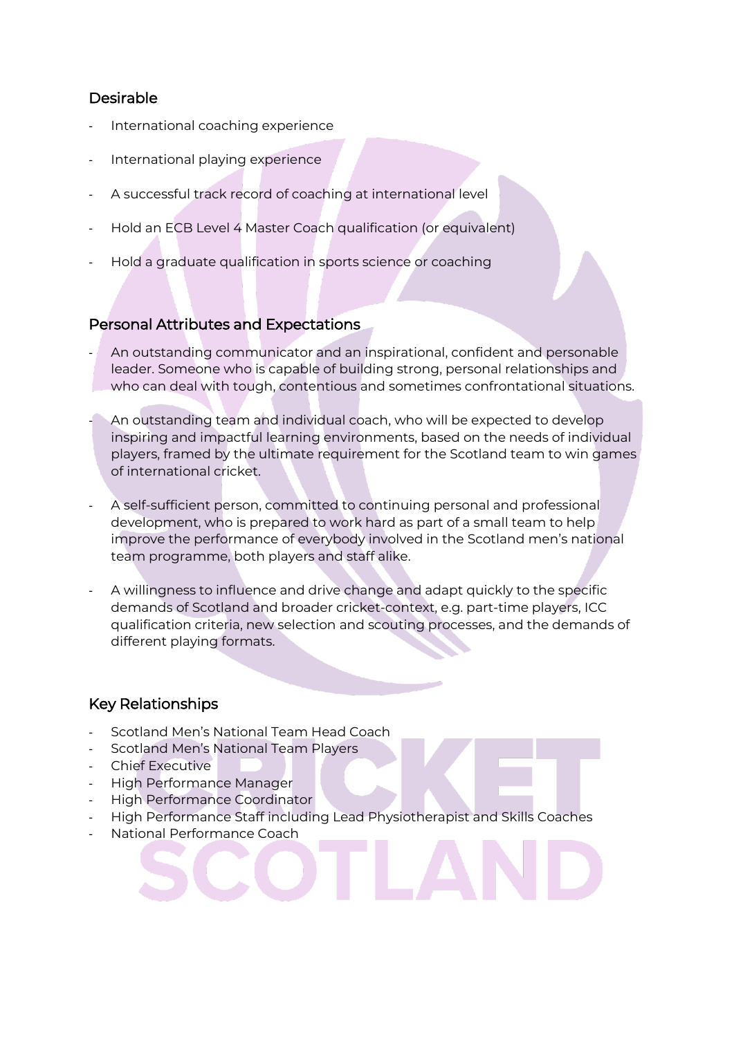## Desirable

- International coaching experience
- International playing experience
- A successful track record of coaching at international level
- Hold an ECB Level 4 Master Coach qualification (or equivalent)
- Hold a graduate qualification in sports science or coaching

## Personal Attributes and Expectations

- An outstanding communicator and an inspirational, confident and personable leader. Someone who is capable of building strong, personal relationships and who can deal with tough, contentious and sometimes confrontational situations.
- An outstanding team and individual coach, who will be expected to develop inspiring and impactful learning environments, based on the needs of individual players, framed by the ultimate requirement for the Scotland team to win games of international cricket.
- A self-sufficient person, committed to continuing personal and professional development, who is prepared to work hard as part of a small team to help improve the performance of everybody involved in the Scotland men's national team programme, both players and staff alike.
- A willingness to influence and drive change and adapt quickly to the specific demands of Scotland and broader cricket-context, e.g. part-time players, ICC qualification criteria, new selection and scouting processes, and the demands of different playing formats.

## Key Relationships

- Scotland Men's National Team Head Coach
- Scotland Men's National Team Players
- Chief Executive
- High Performance Manager
- High Performance Coordinator
- High Performance Staff including Lead Physiotherapist and Skills Coaches
- National Performance Coach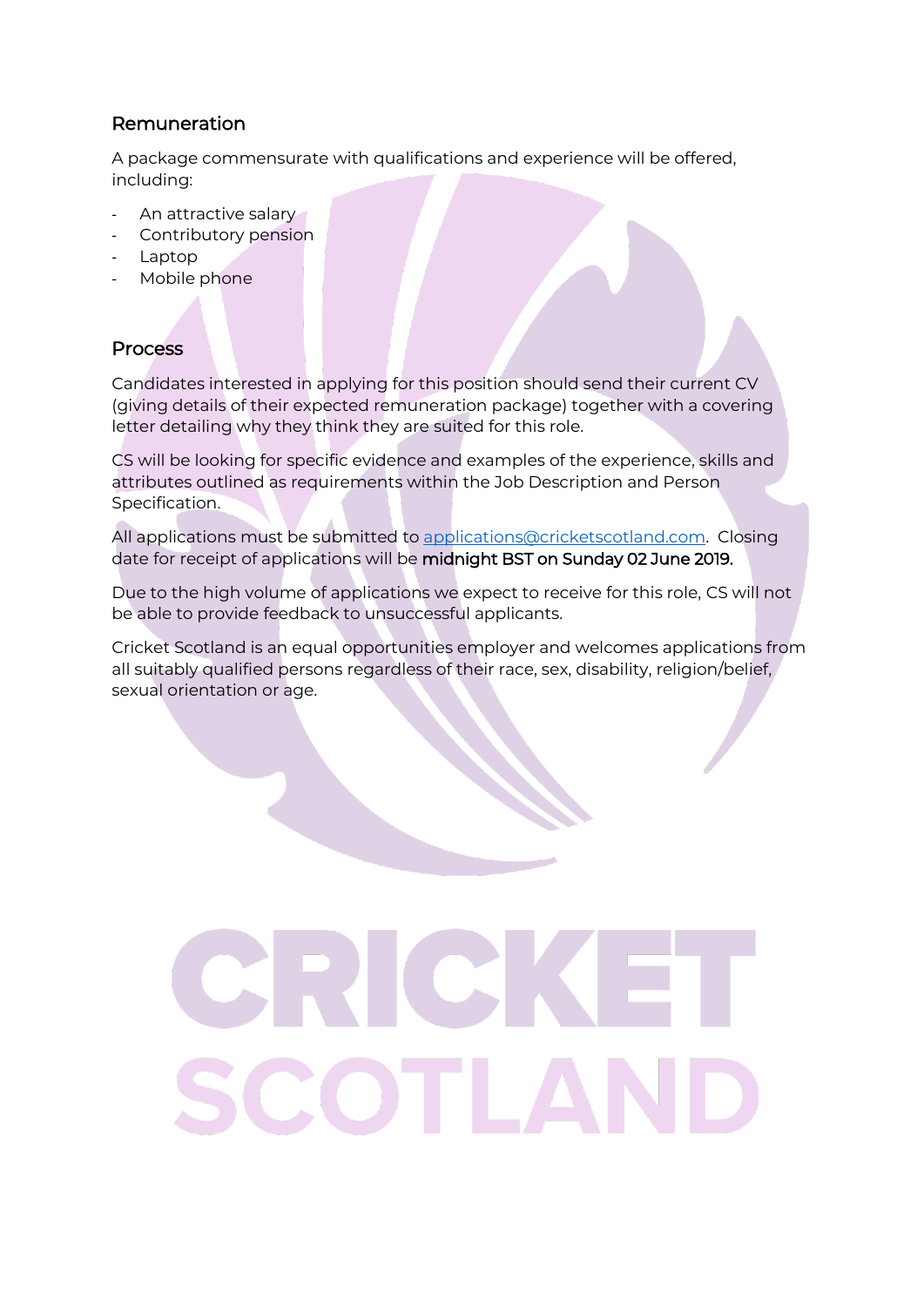## Remuneration

A package commensurate with qualifications and experience will be offered, including:

- An attractive salary
- Contributory pension
- Laptop
- Mobile phone

## Process

Candidates interested in applying for this position should send their current CV (giving details of their expected remuneration package) together with a covering letter detailing why they think they are suited for this role.

CS will be looking for specific evidence and examples of the experience, skills and attributes outlined as requirements within the Job Description and Person Specification.

All applications must be submitted to applications@cricketscotland.com. Closing date for receipt of applications will be **midnight BST on Sunday 02 June 2019.**

Due to the high volume of applications we expect to receive for this role, CS will not be able to provide feedback to unsuccessful applicants.

Cricket Scotland is an equal opportunities employer and welcomes applications from all suitably qualified persons regardless of their race, sex, disability, religion/belief, sexual orientation or age.